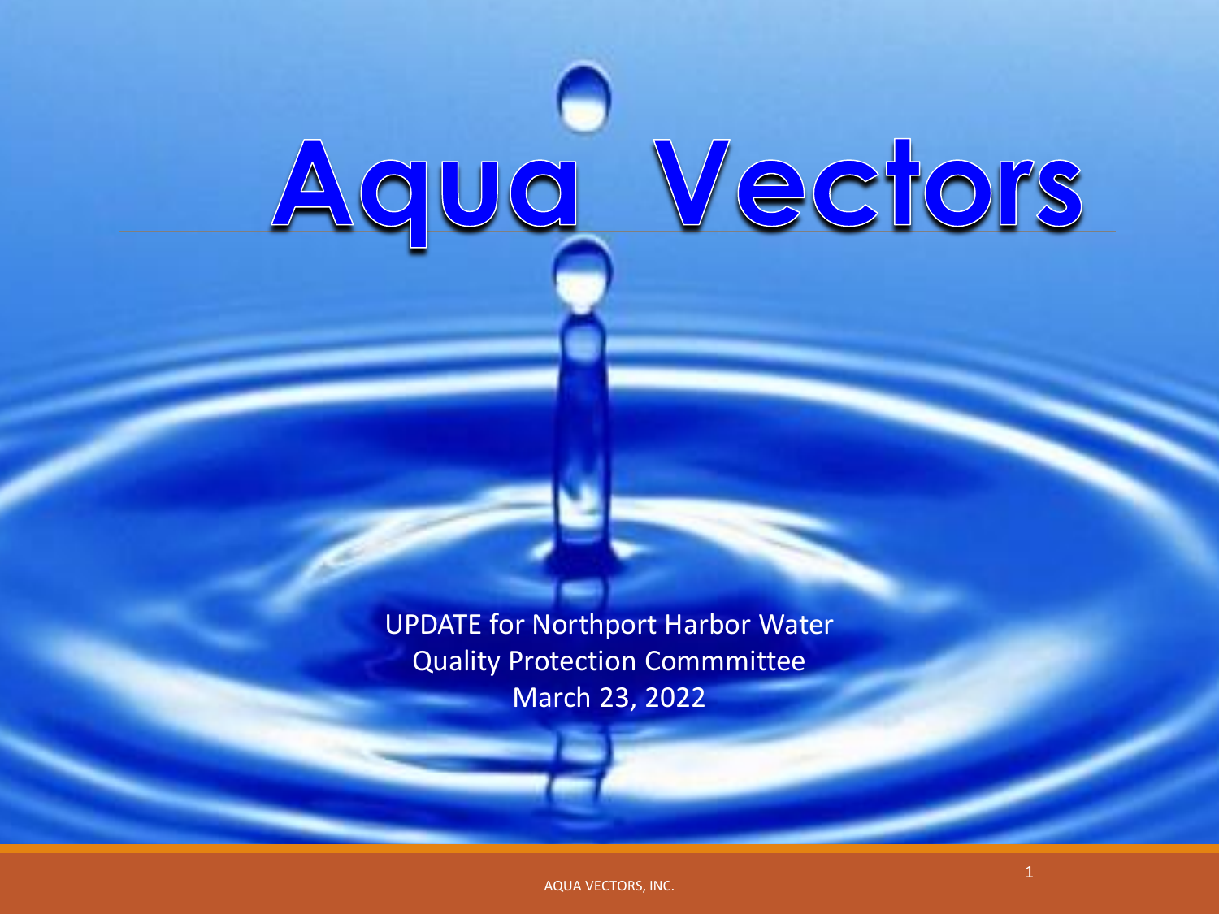# Aqua Vectors

UPDATE for Northport Harbor Water Quality Protection Commmittee
March 23, 2022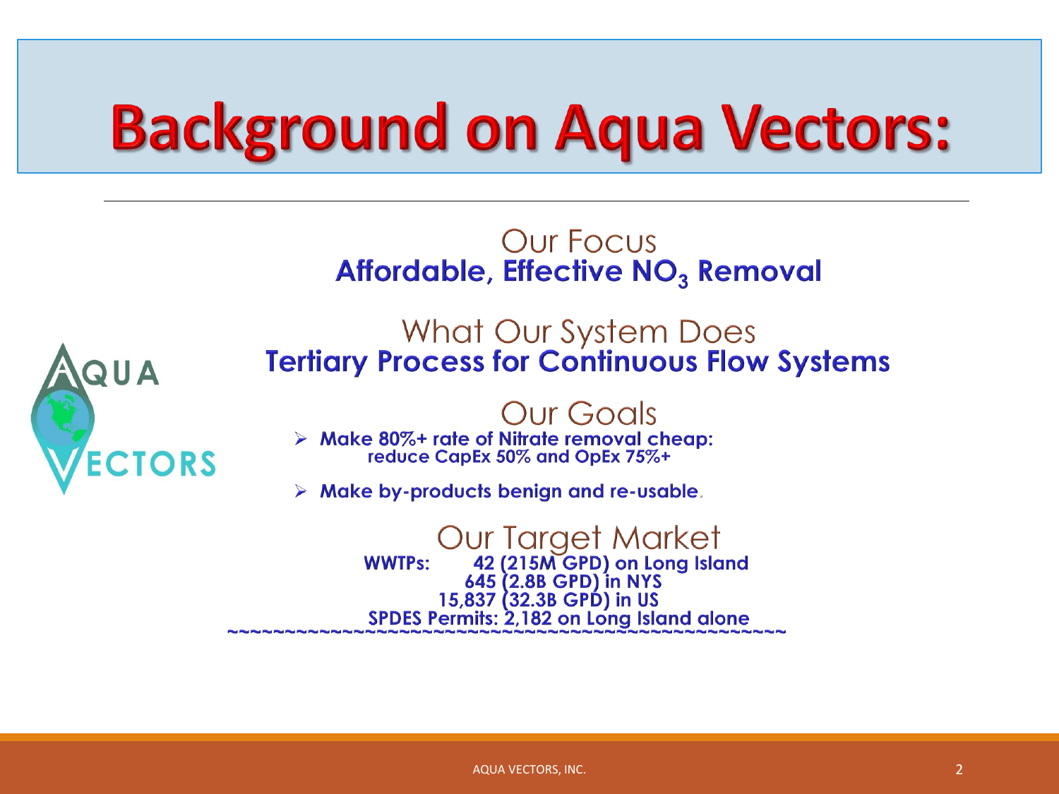# Background on Aqua Vectors:

## Our Focus

**Affordable, Effective $NO_3$ Removal**

## What Our System Does

**Tertiary Process for Continuous Flow Systems**

## Our Goals

- **Make 80%+ rate of Nitrate removal cheap: reduce CapEx 50% and OpEx 75%+**
- **Make by-products benign and re-usable.**

## Our Target Market

**WWTPs:** **42 (215M GPD) on Long Island**
**645 (2.8B GPD) in NYS**
**15,837 (32.3B GPD) in US**
**SPDES Permits: 2,182 on Long Island alone**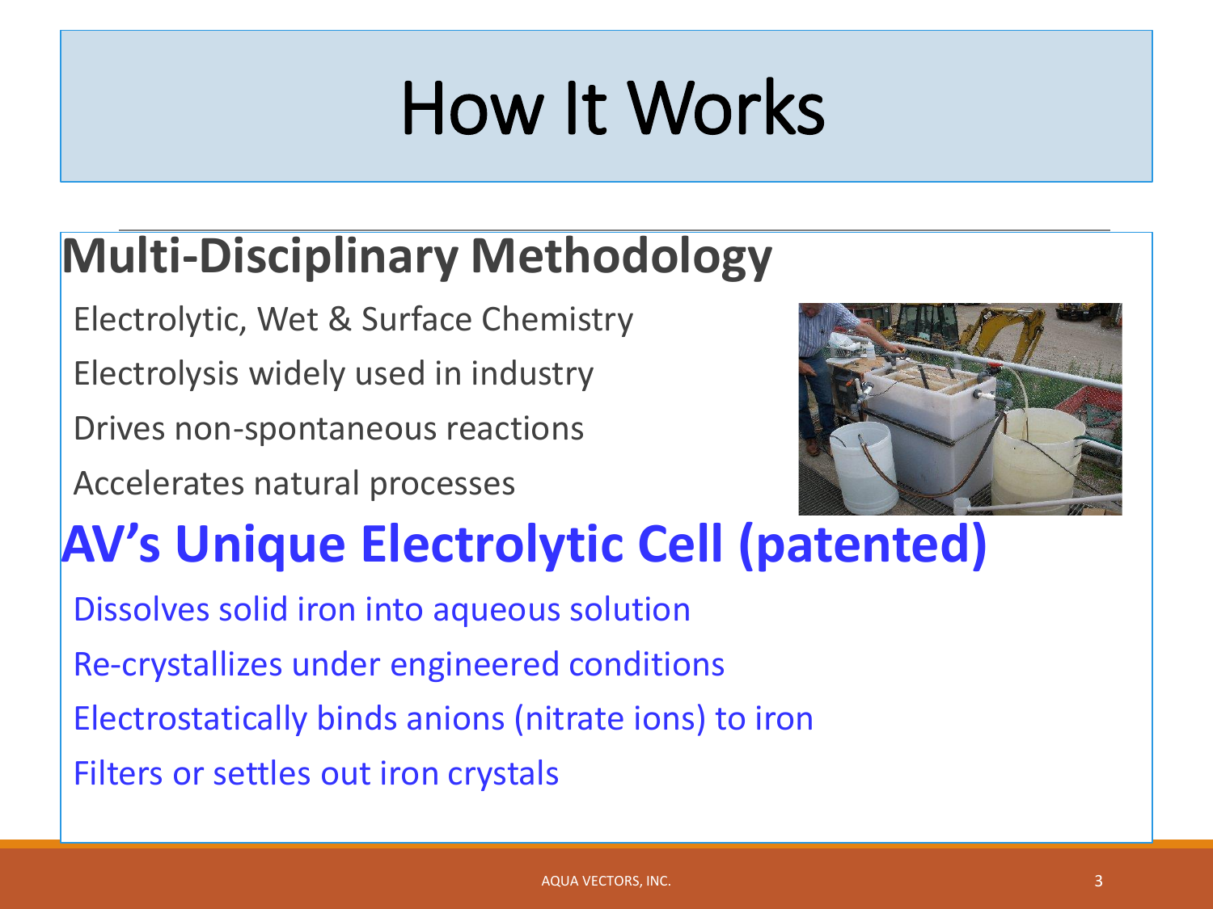# How It Works

## Multi-Disciplinary Methodology

- Electrolytic, Wet & Surface Chemistry
- Electrolysis widely used in industry
- Drives non-spontaneous reactions
- Accelerates natural processes

## AV's Unique Electrolytic Cell (patented)

- Dissolves solid iron into aqueous solution
- Re-crystallizes under engineered conditions
- Electrostatically binds anions (nitrate ions) to iron
- Filters or settles out iron crystals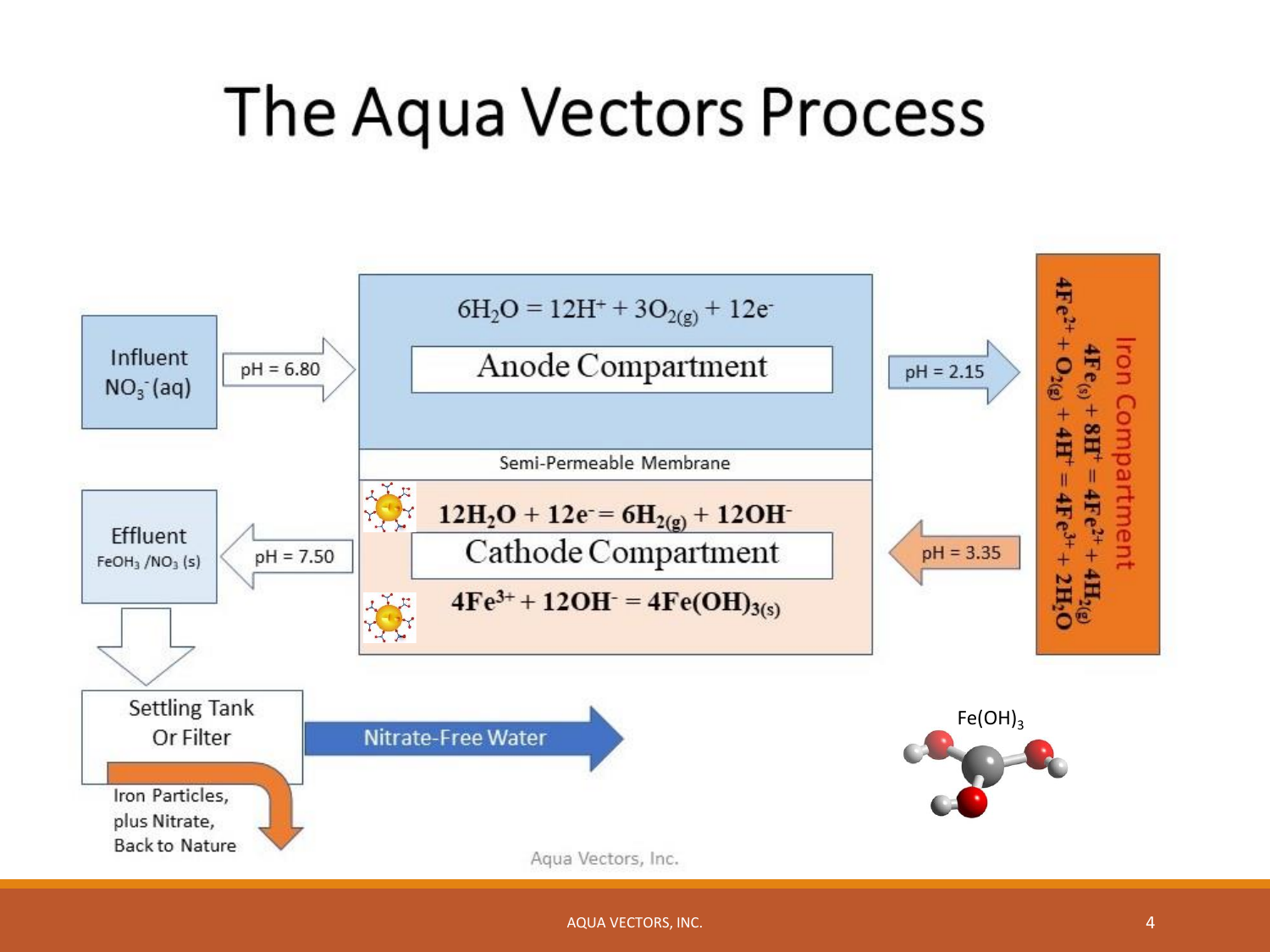# The Aqua Vectors Process

Influent $NO_3^-(aq)$

pH = 6.80

$$6H_2O = 12H^+ + 3O_{2(g)} + 12e^-$$

Anode Compartment

pH = 2.15

Semi-Permeable Membrane

$$12H_2O + 12e^- = 6H_{2(g)} + 12OH^-$$

Cathode Compartment

$$4Fe^{3+} + 12OH^- = 4Fe(OH)_{3(s)}$$

pH = 3.35

Iron Compartment

$$4Fe_{(s)} + 8H^+ = 4Fe^{2+} + 4H_{2(g)}$$

$$4Fe^{2+} + O_{2(g)} + 4H^+ = 4Fe^{3+} + 2H_2O$$

Effluent $FeOH_3$ /$NO_3$ (s)

pH = 7.50

Settling Tank Or Filter

Nitrate-Free Water

Iron Particles, plus Nitrate, Back to Nature

$Fe(OH)_3$

Aqua Vectors, Inc.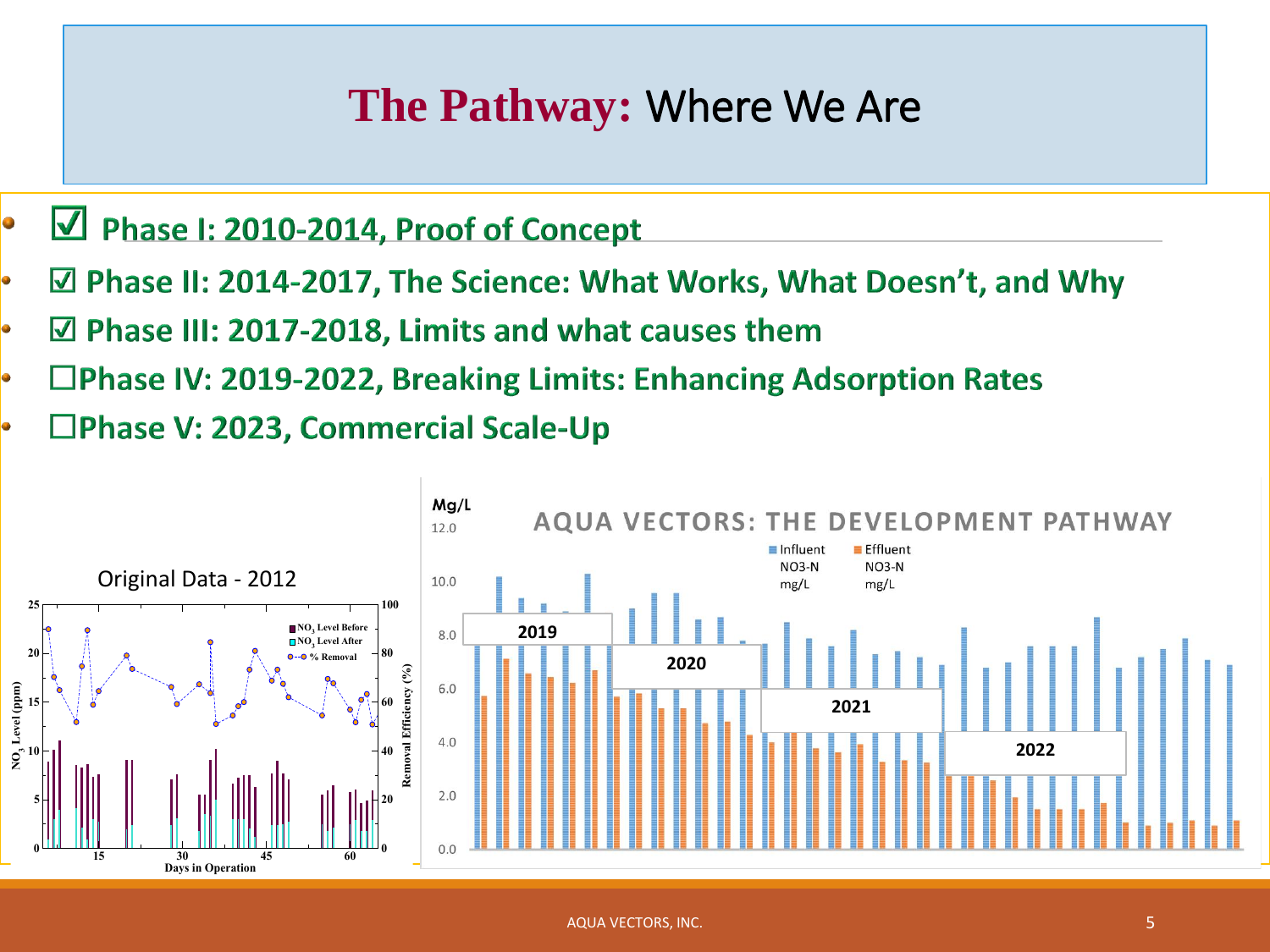# The Pathway: Where We Are

- ☑ Phase I: 2010-2014, Proof of Concept
- ☑ Phase II: 2014-2017, The Science: What Works, What Doesn't, and Why
- ☑ Phase III: 2017-2018, Limits and what causes them
- ☐ Phase IV: 2019-2022, Breaking Limits: Enhancing Adsorption Rates
- ☐ Phase V: 2023, Commercial Scale-Up

Original Data - 2012

AQUA VECTORS: THE DEVELOPMENT PATHWAY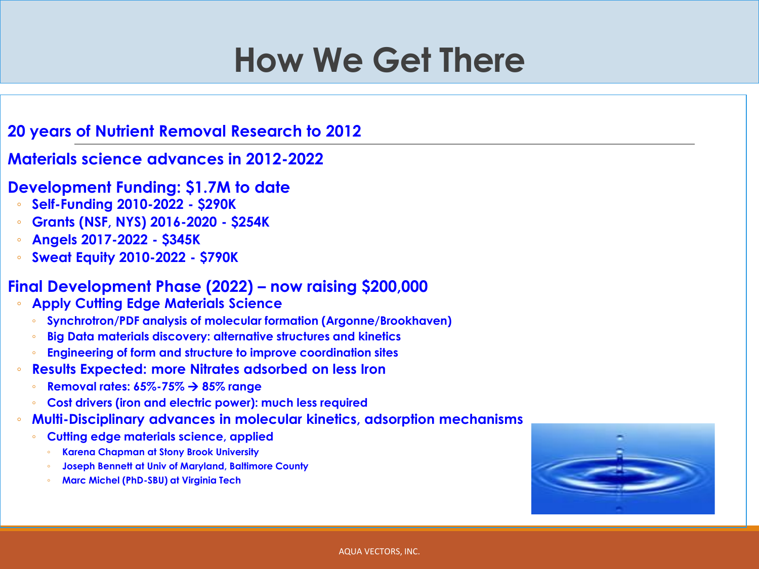# How We Get There

**20 years of Nutrient Removal Research to 2012**

**Materials science advances in 2012-2022**

**Development Funding: $1.7M to date**

- Self-Funding 2010-2022 - $290K
- Grants (NSF, NYS) 2016-2020 - $254K
- Angels 2017-2022 - $345K
- Sweat Equity 2010-2022 - $790K

**Final Development Phase (2022) – now raising $200,000**

- Apply Cutting Edge Materials Science
  - Synchrotron/PDF analysis of molecular formation (Argonne/Brookhaven)
  - Big Data materials discovery: alternative structures and kinetics
  - Engineering of form and structure to improve coordination sites
- Results Expected: more Nitrates adsorbed on less Iron
  - Removal rates: 65%-75% → 85% range
  - Cost drivers (iron and electric power): much less required
- Multi-Disciplinary advances in molecular kinetics, adsorption mechanisms
  - Cutting edge materials science, applied
    - Karena Chapman at Stony Brook University
    - Joseph Bennett at Univ of Maryland, Baltimore County
    - Marc Michel (PhD-SBU) at Virginia Tech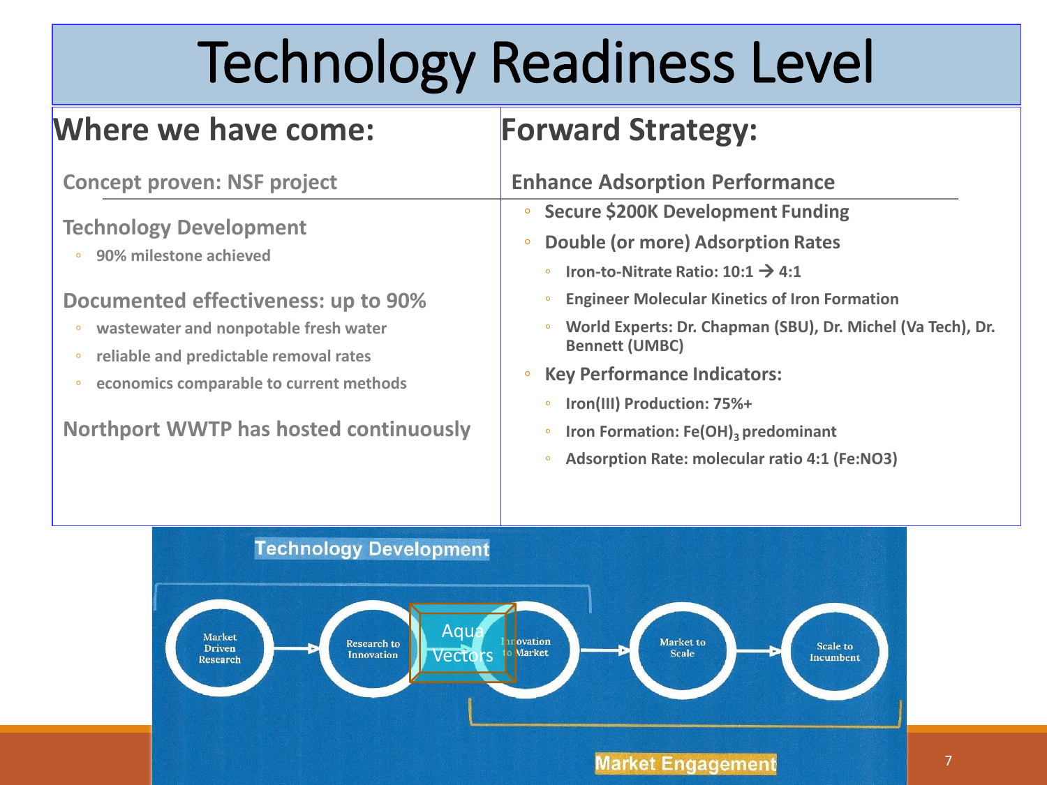# Technology Readiness Level

## Where we have come:

### Concept proven: NSF project

### Technology Development

- 90% milestone achieved

### Documented effectiveness: up to 90%

- wastewater and nonpotable fresh water
- reliable and predictable removal rates
- economics comparable to current methods

### Northport WWTP has hosted continuously

## Forward Strategy:

### Enhance Adsorption Performance

- Secure $200K Development Funding
- Double (or more) Adsorption Rates
  - Iron-to-Nitrate Ratio: 10:1 → 4:1
  - Engineer Molecular Kinetics of Iron Formation
  - World Experts: Dr. Chapman (SBU), Dr. Michel (Va Tech), Dr. Bennett (UMBC)
- Key Performance Indicators:
  - Iron(III) Production: 75%+
  - Iron Formation: $Fe(OH)_3$ predominant
  - Adsorption Rate: molecular ratio 4:1 (Fe:NO3)

**Technology Development**

Market Driven Research → Research to Innovation → Innovation to Market → Market to Scale → Scale to Incumbent

Aqua Vectors

**Market Engagement**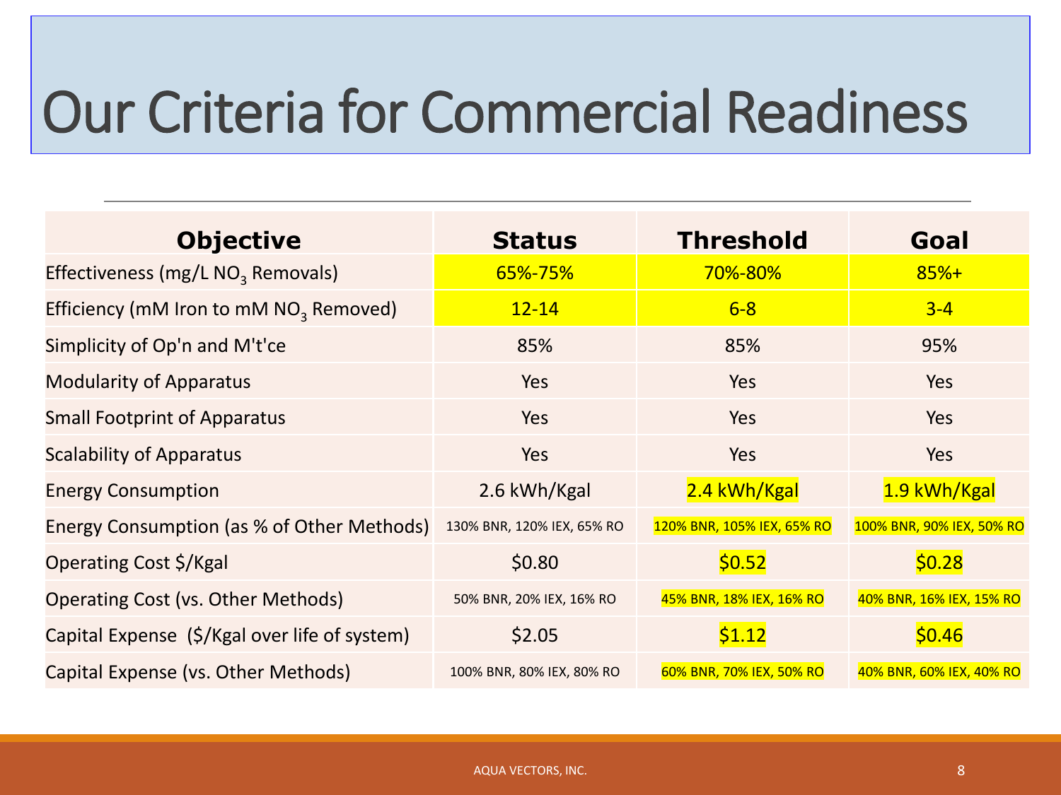# Our Criteria for Commercial Readiness

| Objective | Status | Threshold | Goal |
|---|---|---|---|
| Effectiveness (mg/L $NO_3$ Removals) | 65%-75% | 70%-80% | 85%+ |
| Efficiency (mM Iron to mM $NO_3$ Removed) | 12-14 | 6-8 | 3-4 |
| Simplicity of Op'n and M't'ce | 85% | 85% | 95% |
| Modularity of Apparatus | Yes | Yes | Yes |
| Small Footprint of Apparatus | Yes | Yes | Yes |
| Scalability of Apparatus | Yes | Yes | Yes |
| Energy Consumption | 2.6 kWh/Kgal | 2.4 kWh/Kgal | 1.9 kWh/Kgal |
| Energy Consumption (as % of Other Methods) | 130% BNR, 120% IEX, 65% RO | 120% BNR, 105% IEX, 65% RO | 100% BNR, 90% IEX, 50% RO |
| Operating Cost $/Kgal | $0.80 | $0.52 | $0.28 |
| Operating Cost (vs. Other Methods) | 50% BNR, 20% IEX, 16% RO | 45% BNR, 18% IEX, 16% RO | 40% BNR, 16% IEX, 15% RO |
| Capital Expense ($/Kgal over life of system) | $2.05 | $1.12 | $0.46 |
| Capital Expense (vs. Other Methods) | 100% BNR, 80% IEX, 80% RO | 60% BNR, 70% IEX, 50% RO | 40% BNR, 60% IEX, 40% RO |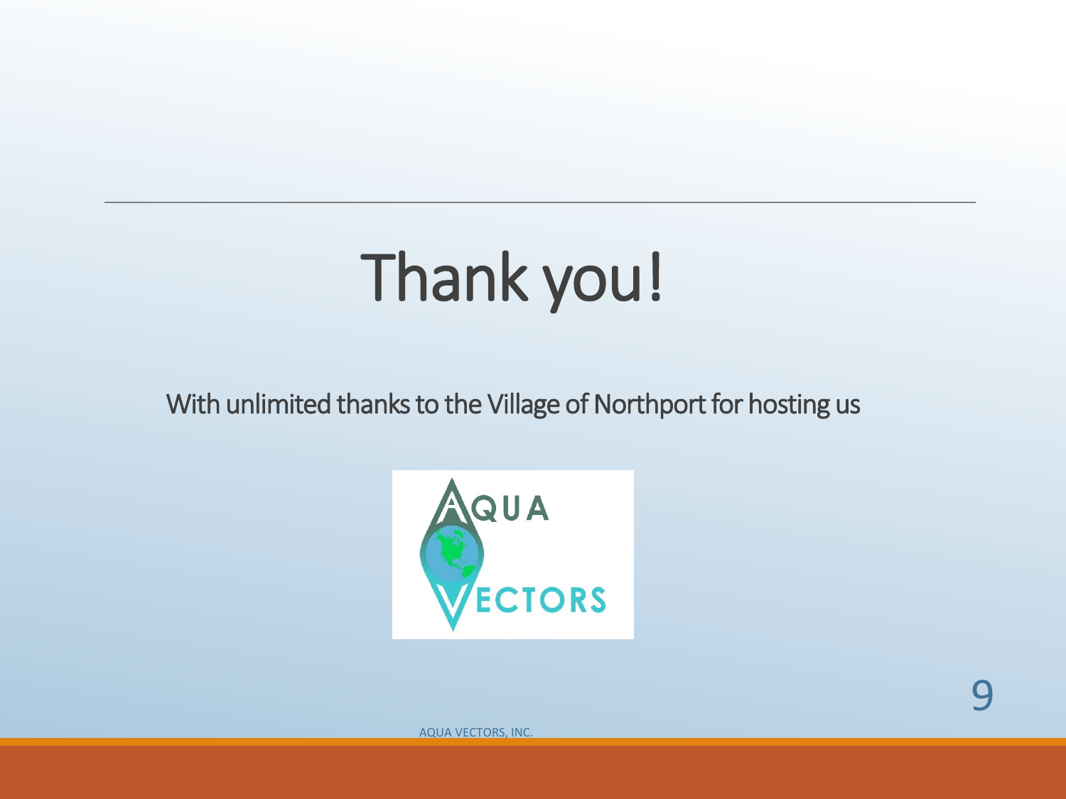# Thank you!

With unlimited thanks to the Village of Northport for hosting us